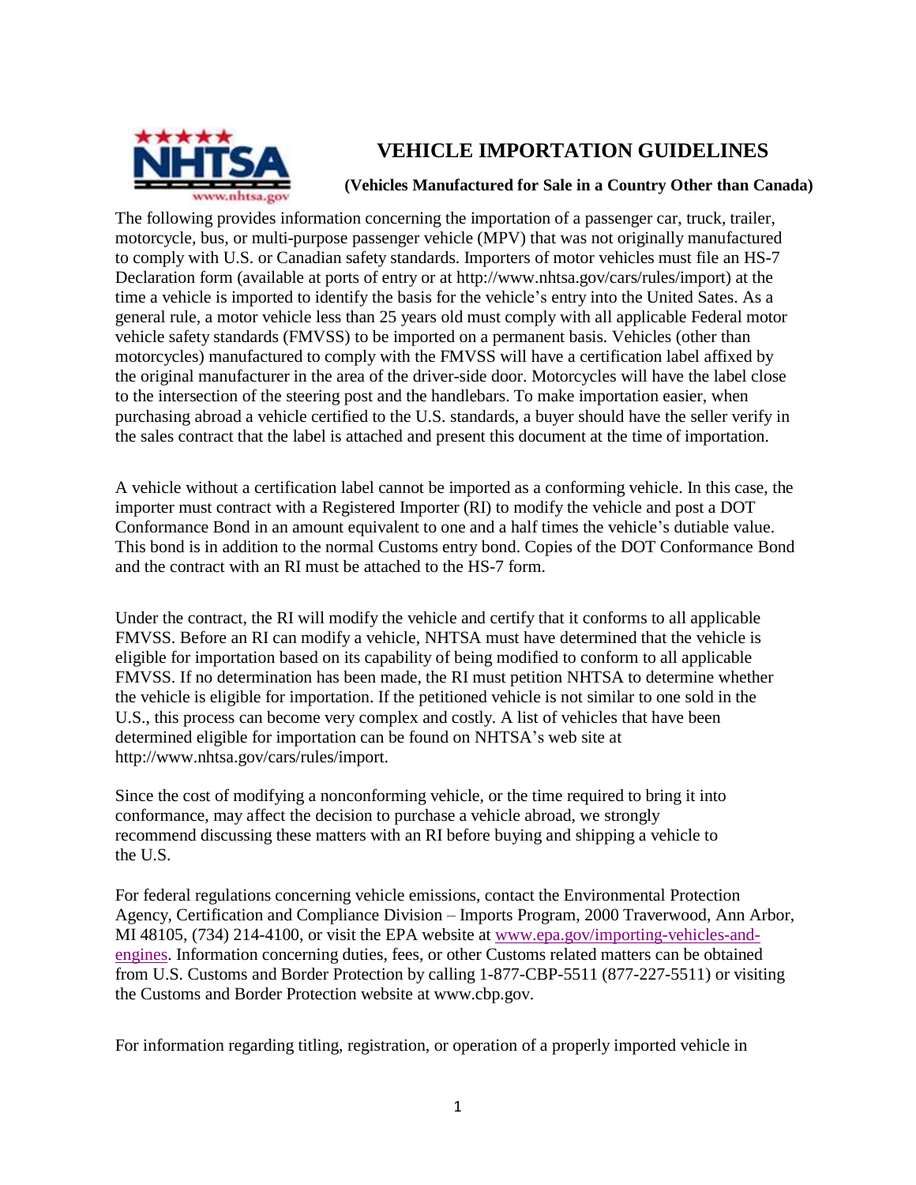# VEHICLE IMPORTATION GUIDELINES

**(Vehicles Manufactured for Sale in a Country Other than Canada)**

The following provides information concerning the importation of a passenger car, truck, trailer, motorcycle, bus, or multi-purpose passenger vehicle (MPV) that was not originally manufactured to comply with U.S. or Canadian safety standards. Importers of motor vehicles must file an HS-7 Declaration form (available at ports of entry or at http://www.nhtsa.gov/cars/rules/import) at the time a vehicle is imported to identify the basis for the vehicle's entry into the United Sates. As a general rule, a motor vehicle less than 25 years old must comply with all applicable Federal motor vehicle safety standards (FMVSS) to be imported on a permanent basis. Vehicles (other than motorcycles) manufactured to comply with the FMVSS will have a certification label affixed by the original manufacturer in the area of the driver-side door. Motorcycles will have the label close to the intersection of the steering post and the handlebars. To make importation easier, when purchasing abroad a vehicle certified to the U.S. standards, a buyer should have the seller verify in the sales contract that the label is attached and present this document at the time of importation.

A vehicle without a certification label cannot be imported as a conforming vehicle. In this case, the importer must contract with a Registered Importer (RI) to modify the vehicle and post a DOT Conformance Bond in an amount equivalent to one and a half times the vehicle's dutiable value. This bond is in addition to the normal Customs entry bond. Copies of the DOT Conformance Bond and the contract with an RI must be attached to the HS-7 form.

Under the contract, the RI will modify the vehicle and certify that it conforms to all applicable FMVSS. Before an RI can modify a vehicle, NHTSA must have determined that the vehicle is eligible for importation based on its capability of being modified to conform to all applicable FMVSS. If no determination has been made, the RI must petition NHTSA to determine whether the vehicle is eligible for importation. If the petitioned vehicle is not similar to one sold in the U.S., this process can become very complex and costly. A list of vehicles that have been determined eligible for importation can be found on NHTSA's web site at http://www.nhtsa.gov/cars/rules/import.

Since the cost of modifying a nonconforming vehicle, or the time required to bring it into conformance, may affect the decision to purchase a vehicle abroad, we strongly recommend discussing these matters with an RI before buying and shipping a vehicle to the U.S.

For federal regulations concerning vehicle emissions, contact the Environmental Protection Agency, Certification and Compliance Division – Imports Program, 2000 Traverwood, Ann Arbor, MI 48105, (734) 214-4100, or visit the EPA website at [www.epa.gov/importing-vehicles-and-engines](www.epa.gov/importing-vehicles-and-engines). Information concerning duties, fees, or other Customs related matters can be obtained from U.S. Customs and Border Protection by calling 1-877-CBP-5511 (877-227-5511) or visiting the Customs and Border Protection website at www.cbp.gov.

For information regarding titling, registration, or operation of a properly imported vehicle in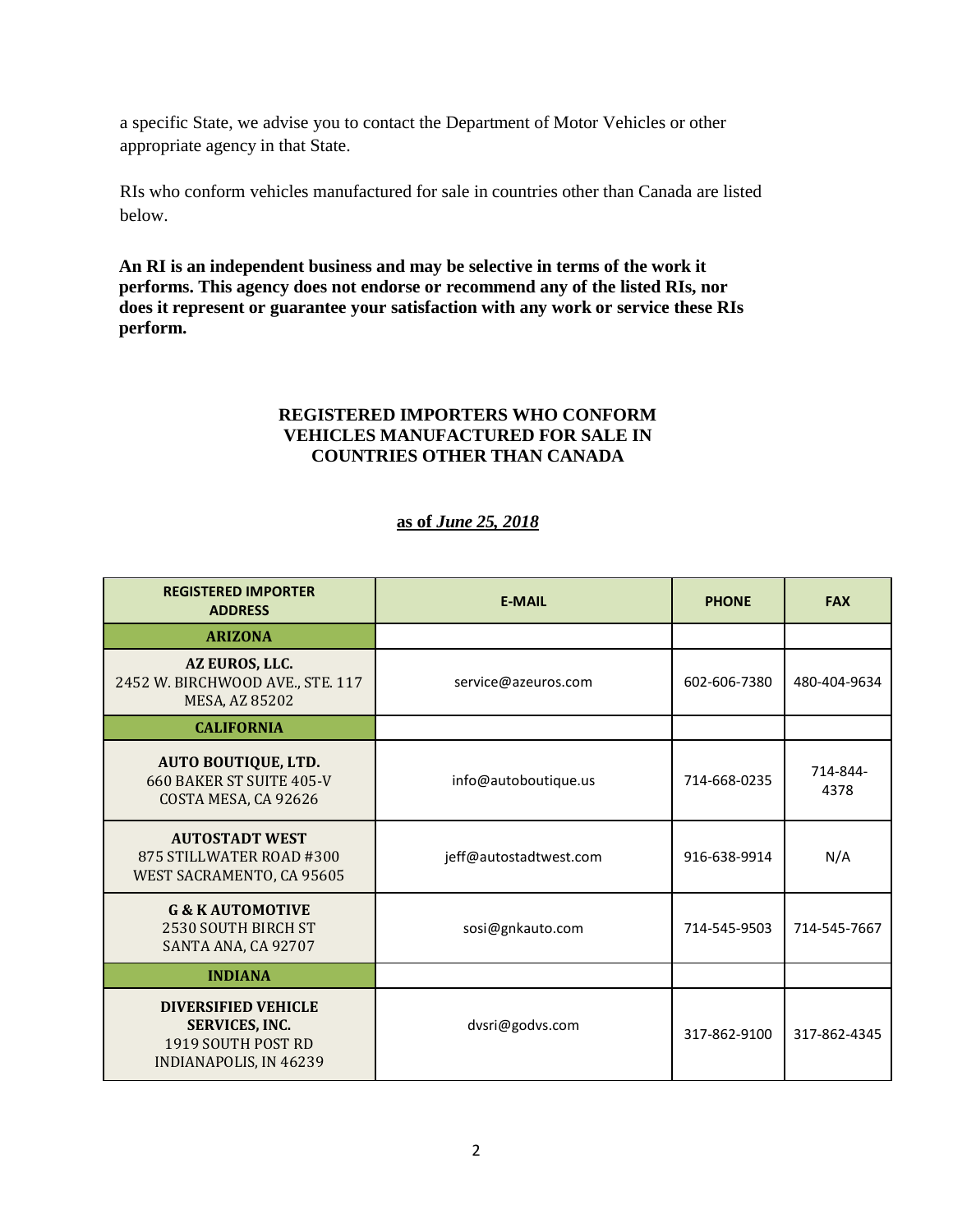a specific State, we advise you to contact the Department of Motor Vehicles or other appropriate agency in that State.

RIs who conform vehicles manufactured for sale in countries other than Canada are listed below.

**An RI is an independent business and may be selective in terms of the work it performs. This agency does not endorse or recommend any of the listed RIs, nor does it represent or guarantee your satisfaction with any work or service these RIs perform.**

## REGISTERED IMPORTERS WHO CONFORM VEHICLES MANUFACTURED FOR SALE IN COUNTRIES OTHER THAN CANADA

**as of *June 25, 2018***

| REGISTERED IMPORTER ADDRESS | E-MAIL | PHONE | FAX |
|---|---|---|---|
| **ARIZONA** | | | |
| **AZ EUROS, LLC.** 2452 W. BIRCHWOOD AVE., STE. 117 MESA, AZ 85202 | service@azeuros.com | 602-606-7380 | 480-404-9634 |
| **CALIFORNIA** | | | |
| **AUTO BOUTIQUE, LTD.** 660 BAKER ST SUITE 405-V COSTA MESA, CA 92626 | info@autoboutique.us | 714-668-0235 | 714-844-4378 |
| **AUTOSTADT WEST** 875 STILLWATER ROAD #300 WEST SACRAMENTO, CA 95605 | jeff@autostadtwest.com | 916-638-9914 | N/A |
| **G & K AUTOMOTIVE** 2530 SOUTH BIRCH ST SANTA ANA, CA 92707 | sosi@gnkauto.com | 714-545-9503 | 714-545-7667 |
| **INDIANA** | | | |
| **DIVERSIFIED VEHICLE SERVICES, INC.** 1919 SOUTH POST RD INDIANAPOLIS, IN 46239 | dvsri@godvs.com | 317-862-9100 | 317-862-4345 |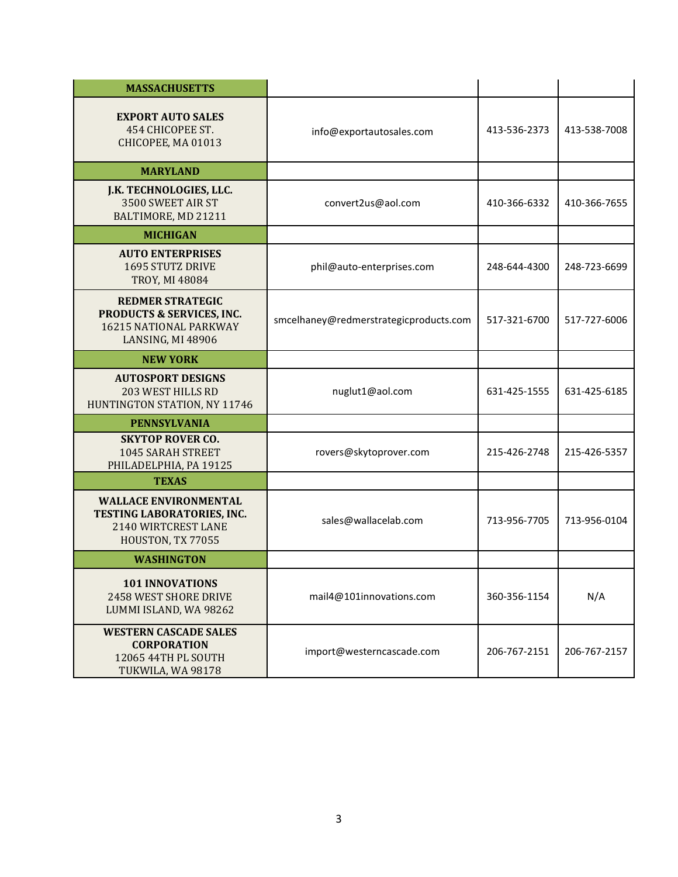| | | | |
|---|---|---|---|
| **MASSACHUSETTS** | | | |
| **EXPORT AUTO SALES**<br>454 CHICOPEE ST.<br>CHICOPEE, MA 01013 | info@exportautosales.com | 413-536-2373 | 413-538-7008 |
| **MARYLAND** | | | |
| **J.K. TECHNOLOGIES, LLC.**<br>3500 SWEET AIR ST<br>BALTIMORE, MD 21211 | convert2us@aol.com | 410-366-6332 | 410-366-7655 |
| **MICHIGAN** | | | |
| **AUTO ENTERPRISES**<br>1695 STUTZ DRIVE<br>TROY, MI 48084 | phil@auto-enterprises.com | 248-644-4300 | 248-723-6699 |
| **REDMER STRATEGIC PRODUCTS & SERVICES, INC.**<br>16215 NATIONAL PARKWAY<br>LANSING, MI 48906 | smcelhaney@redmerstrategicproducts.com | 517-321-6700 | 517-727-6006 |
| **NEW YORK** | | | |
| **AUTOSPORT DESIGNS**<br>203 WEST HILLS RD<br>HUNTINGTON STATION, NY 11746 | nuglut1@aol.com | 631-425-1555 | 631-425-6185 |
| **PENNSYLVANIA** | | | |
| **SKYTOP ROVER CO.**<br>1045 SARAH STREET<br>PHILADELPHIA, PA 19125 | rovers@skytoprover.com | 215-426-2748 | 215-426-5357 |
| **TEXAS** | | | |
| **WALLACE ENVIRONMENTAL TESTING LABORATORIES, INC.**<br>2140 WIRTCREST LANE<br>HOUSTON, TX 77055 | sales@wallacelab.com | 713-956-7705 | 713-956-0104 |
| **WASHINGTON** | | | |
| **101 INNOVATIONS**<br>2458 WEST SHORE DRIVE<br>LUMMI ISLAND, WA 98262 | mail4@101innovations.com | 360-356-1154 | N/A |
| **WESTERN CASCADE SALES CORPORATION**<br>12065 44TH PL SOUTH<br>TUKWILA, WA 98178 | import@westerncascade.com | 206-767-2151 | 206-767-2157 |